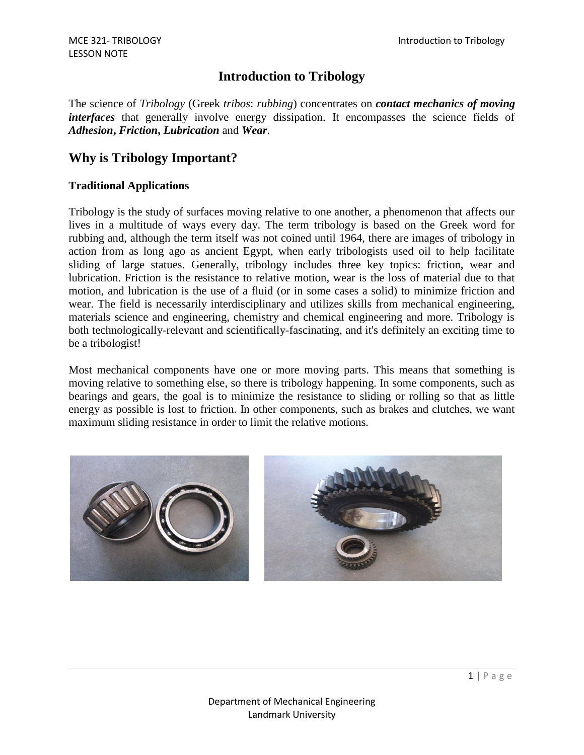# Introduction to Tribology

The science of *Tribology* (Greek *tribos*: *rubbing*) concentrates on ***contact mechanics of moving interfaces*** that generally involve energy dissipation. It encompasses the science fields of ***Adhesion***, ***Friction***, ***Lubrication*** and ***Wear***.

## Why is Tribology Important?

### Traditional Applications

Tribology is the study of surfaces moving relative to one another, a phenomenon that affects our lives in a multitude of ways every day. The term tribology is based on the Greek word for rubbing and, although the term itself was not coined until 1964, there are images of tribology in action from as long ago as ancient Egypt, when early tribologists used oil to help facilitate sliding of large statues. Generally, tribology includes three key topics: friction, wear and lubrication. Friction is the resistance to relative motion, wear is the loss of material due to that motion, and lubrication is the use of a fluid (or in some cases a solid) to minimize friction and wear. The field is necessarily interdisciplinary and utilizes skills from mechanical engineering, materials science and engineering, chemistry and chemical engineering and more. Tribology is both technologically-relevant and scientifically-fascinating, and it's definitely an exciting time to be a tribologist!

Most mechanical components have one or more moving parts. This means that something is moving relative to something else, so there is tribology happening. In some components, such as bearings and gears, the goal is to minimize the resistance to sliding or rolling so that as little energy as possible is lost to friction. In other components, such as brakes and clutches, we want maximum sliding resistance in order to limit the relative motions.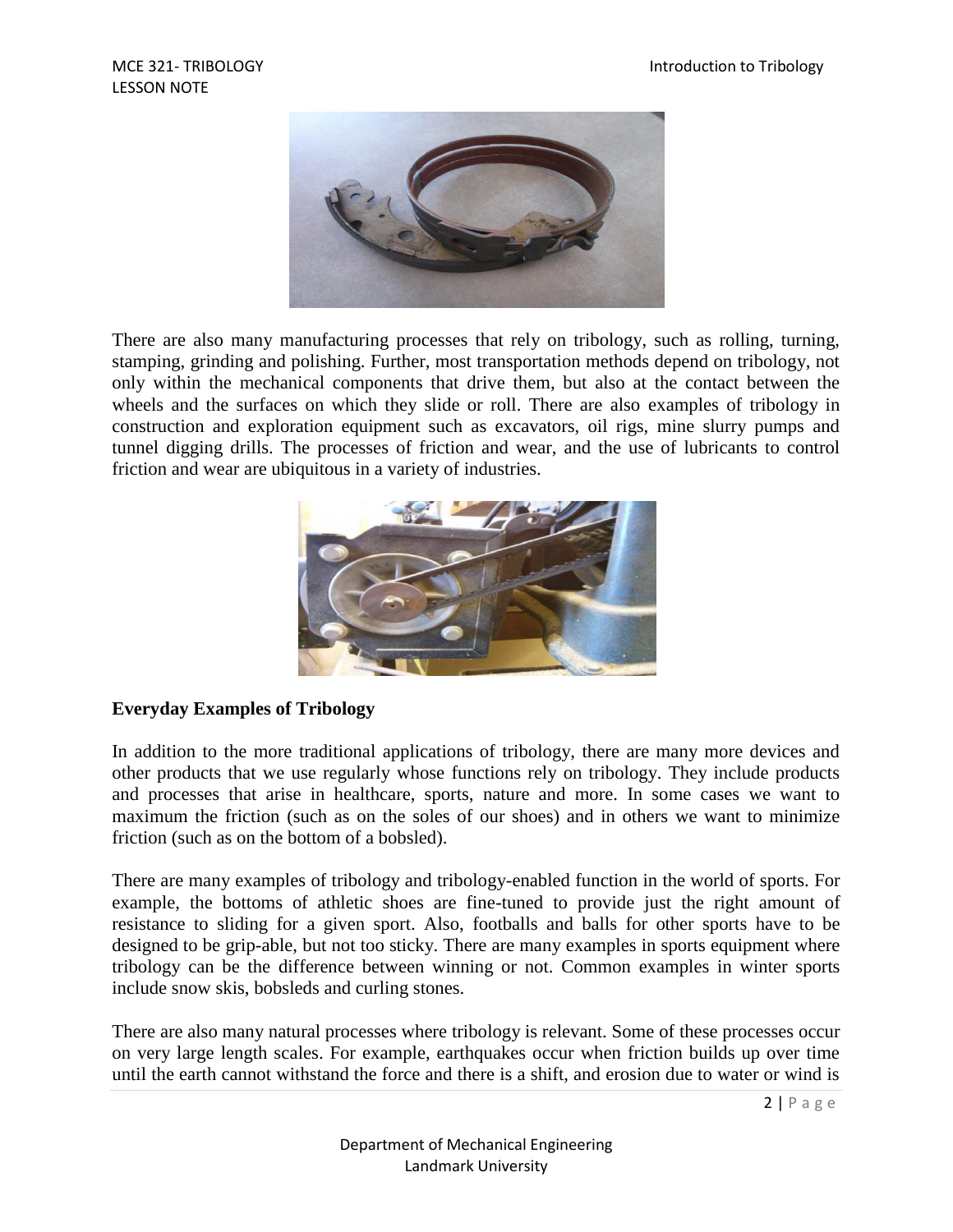There are also many manufacturing processes that rely on tribology, such as rolling, turning, stamping, grinding and polishing. Further, most transportation methods depend on tribology, not only within the mechanical components that drive them, but also at the contact between the wheels and the surfaces on which they slide or roll. There are also examples of tribology in construction and exploration equipment such as excavators, oil rigs, mine slurry pumps and tunnel digging drills. The processes of friction and wear, and the use of lubricants to control friction and wear are ubiquitous in a variety of industries.

**Everyday Examples of Tribology**

In addition to the more traditional applications of tribology, there are many more devices and other products that we use regularly whose functions rely on tribology. They include products and processes that arise in healthcare, sports, nature and more. In some cases we want to maximum the friction (such as on the soles of our shoes) and in others we want to minimize friction (such as on the bottom of a bobsled).

There are many examples of tribology and tribology-enabled function in the world of sports. For example, the bottoms of athletic shoes are fine-tuned to provide just the right amount of resistance to sliding for a given sport. Also, footballs and balls for other sports have to be designed to be grip-able, but not too sticky. There are many examples in sports equipment where tribology can be the difference between winning or not. Common examples in winter sports include snow skis, bobsleds and curling stones.

There are also many natural processes where tribology is relevant. Some of these processes occur on very large length scales. For example, earthquakes occur when friction builds up over time until the earth cannot withstand the force and there is a shift, and erosion due to water or wind is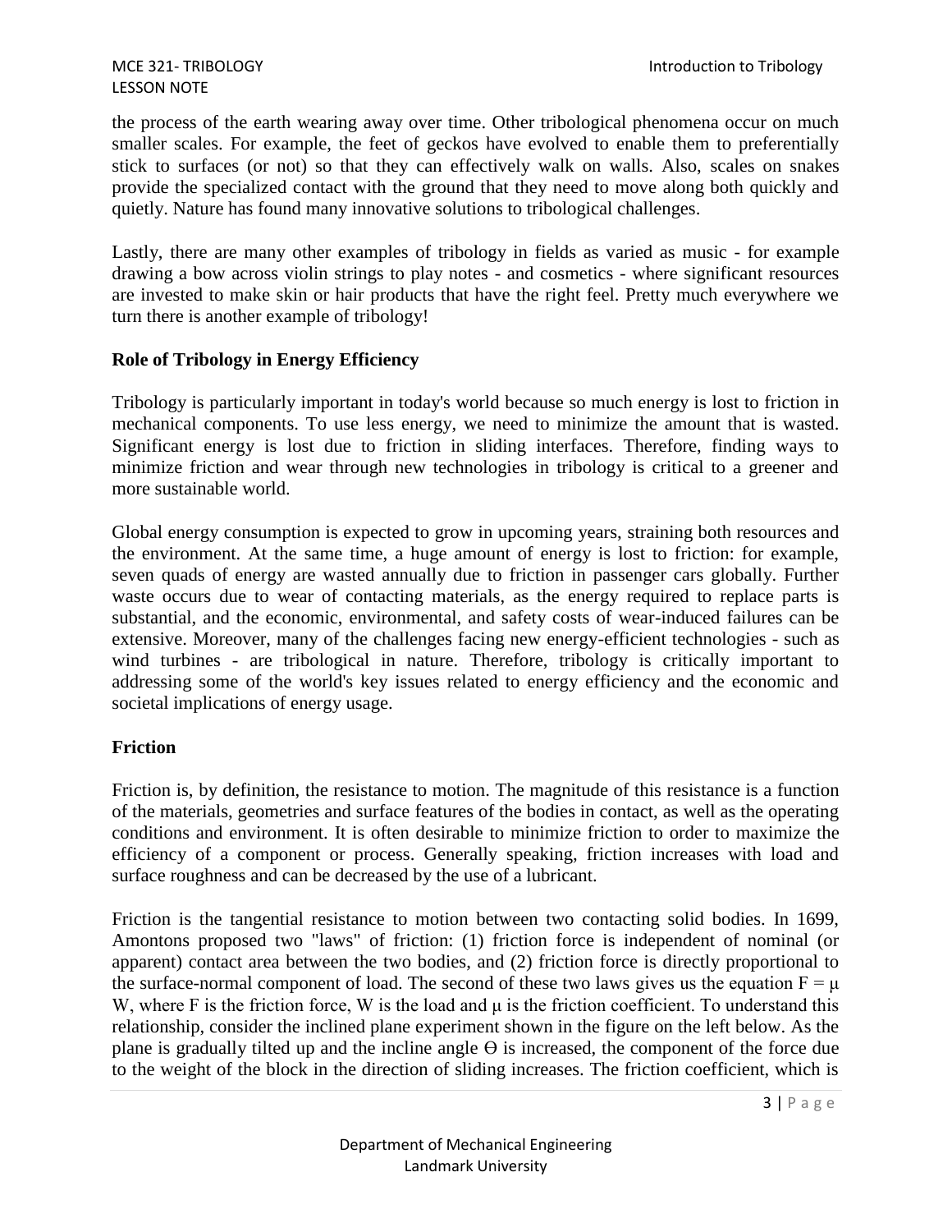the process of the earth wearing away over time. Other tribological phenomena occur on much smaller scales. For example, the feet of geckos have evolved to enable them to preferentially stick to surfaces (or not) so that they can effectively walk on walls. Also, scales on snakes provide the specialized contact with the ground that they need to move along both quickly and quietly. Nature has found many innovative solutions to tribological challenges.

Lastly, there are many other examples of tribology in fields as varied as music - for example drawing a bow across violin strings to play notes - and cosmetics - where significant resources are invested to make skin or hair products that have the right feel. Pretty much everywhere we turn there is another example of tribology!

## Role of Tribology in Energy Efficiency

Tribology is particularly important in today's world because so much energy is lost to friction in mechanical components. To use less energy, we need to minimize the amount that is wasted. Significant energy is lost due to friction in sliding interfaces. Therefore, finding ways to minimize friction and wear through new technologies in tribology is critical to a greener and more sustainable world.

Global energy consumption is expected to grow in upcoming years, straining both resources and the environment. At the same time, a huge amount of energy is lost to friction: for example, seven quads of energy are wasted annually due to friction in passenger cars globally. Further waste occurs due to wear of contacting materials, as the energy required to replace parts is substantial, and the economic, environmental, and safety costs of wear-induced failures can be extensive. Moreover, many of the challenges facing new energy-efficient technologies - such as wind turbines - are tribological in nature. Therefore, tribology is critically important to addressing some of the world's key issues related to energy efficiency and the economic and societal implications of energy usage.

## Friction

Friction is, by definition, the resistance to motion. The magnitude of this resistance is a function of the materials, geometries and surface features of the bodies in contact, as well as the operating conditions and environment. It is often desirable to minimize friction to order to maximize the efficiency of a component or process. Generally speaking, friction increases with load and surface roughness and can be decreased by the use of a lubricant.

Friction is the tangential resistance to motion between two contacting solid bodies. In 1699, Amontons proposed two "laws" of friction: (1) friction force is independent of nominal (or apparent) contact area between the two bodies, and (2) friction force is directly proportional to the surface-normal component of load. The second of these two laws gives us the equation $F = \mu W$, where F is the friction force, W is the load and $\mu$ is the friction coefficient. To understand this relationship, consider the inclined plane experiment shown in the figure on the left below. As the plane is gradually tilted up and the incline angle $\Theta$ is increased, the component of the force due to the weight of the block in the direction of sliding increases. The friction coefficient, which is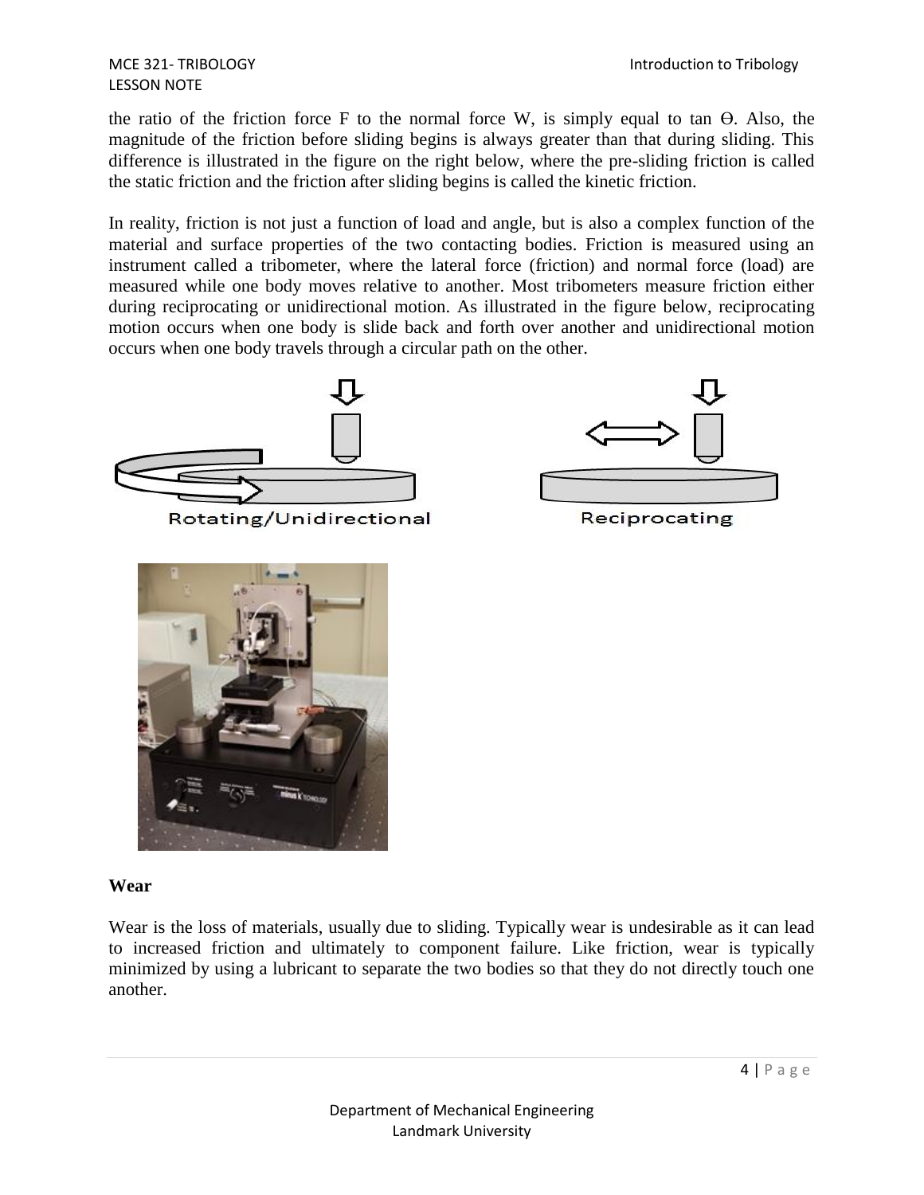the ratio of the friction force F to the normal force W, is simply equal to tan Ө. Also, the magnitude of the friction before sliding begins is always greater than that during sliding. This difference is illustrated in the figure on the right below, where the pre-sliding friction is called the static friction and the friction after sliding begins is called the kinetic friction.

In reality, friction is not just a function of load and angle, but is also a complex function of the material and surface properties of the two contacting bodies. Friction is measured using an instrument called a tribometer, where the lateral force (friction) and normal force (load) are measured while one body moves relative to another. Most tribometers measure friction either during reciprocating or unidirectional motion. As illustrated in the figure below, reciprocating motion occurs when one body is slide back and forth over another and unidirectional motion occurs when one body travels through a circular path on the other.

Rotating/Unidirectional

Reciprocating

## Wear

Wear is the loss of materials, usually due to sliding. Typically wear is undesirable as it can lead to increased friction and ultimately to component failure. Like friction, wear is typically minimized by using a lubricant to separate the two bodies so that they do not directly touch one another.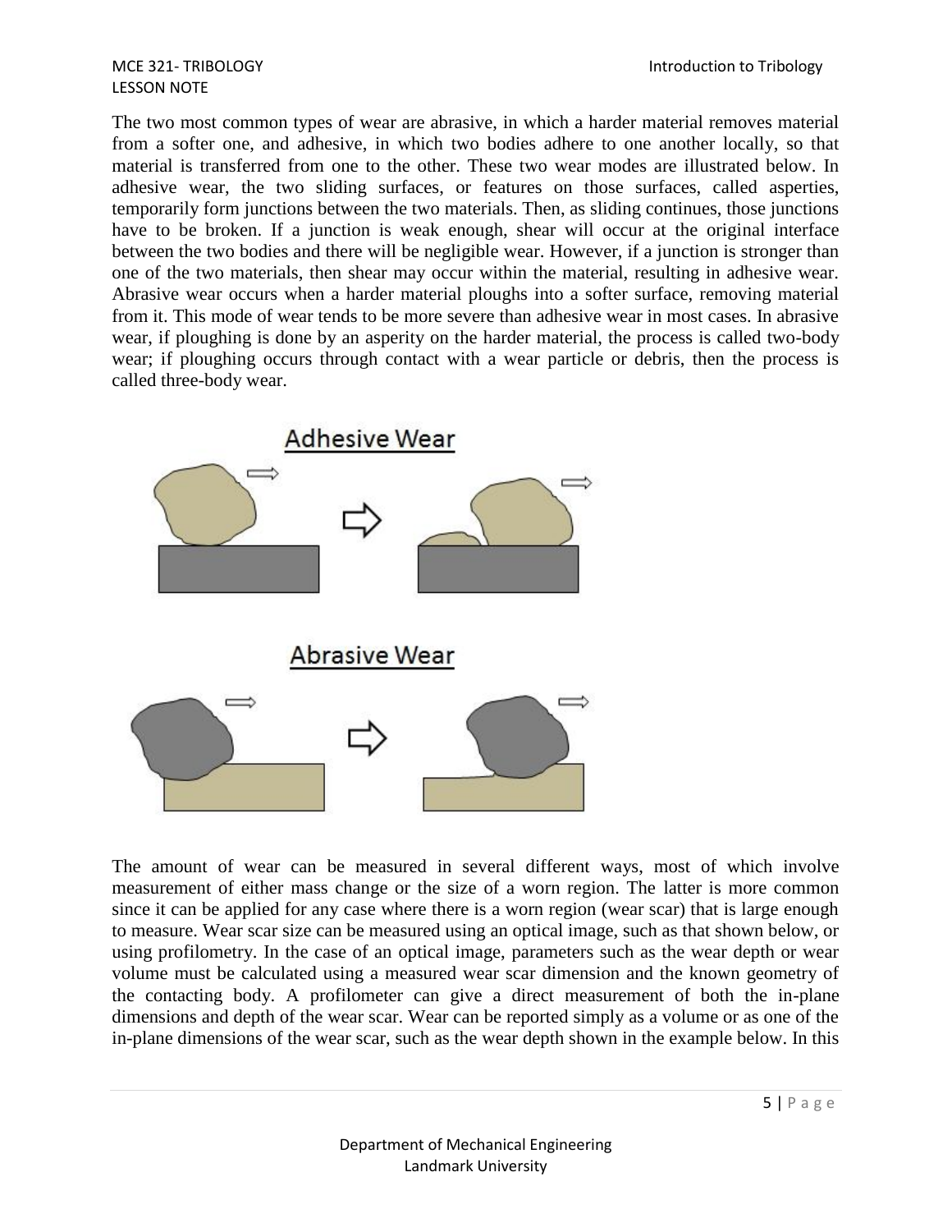The two most common types of wear are abrasive, in which a harder material removes material from a softer one, and adhesive, in which two bodies adhere to one another locally, so that material is transferred from one to the other. These two wear modes are illustrated below. In adhesive wear, the two sliding surfaces, or features on those surfaces, called asperties, temporarily form junctions between the two materials. Then, as sliding continues, those junctions have to be broken. If a junction is weak enough, shear will occur at the original interface between the two bodies and there will be negligible wear. However, if a junction is stronger than one of the two materials, then shear may occur within the material, resulting in adhesive wear. Abrasive wear occurs when a harder material ploughs into a softer surface, removing material from it. This mode of wear tends to be more severe than adhesive wear in most cases. In abrasive wear, if ploughing is done by an asperity on the harder material, the process is called two-body wear; if ploughing occurs through contact with a wear particle or debris, then the process is called three-body wear.

Adhesive Wear

Abrasive Wear

The amount of wear can be measured in several different ways, most of which involve measurement of either mass change or the size of a worn region. The latter is more common since it can be applied for any case where there is a worn region (wear scar) that is large enough to measure. Wear scar size can be measured using an optical image, such as that shown below, or using profilometry. In the case of an optical image, parameters such as the wear depth or wear volume must be calculated using a measured wear scar dimension and the known geometry of the contacting body. A profilometer can give a direct measurement of both the in-plane dimensions and depth of the wear scar. Wear can be reported simply as a volume or as one of the in-plane dimensions of the wear scar, such as the wear depth shown in the example below. In this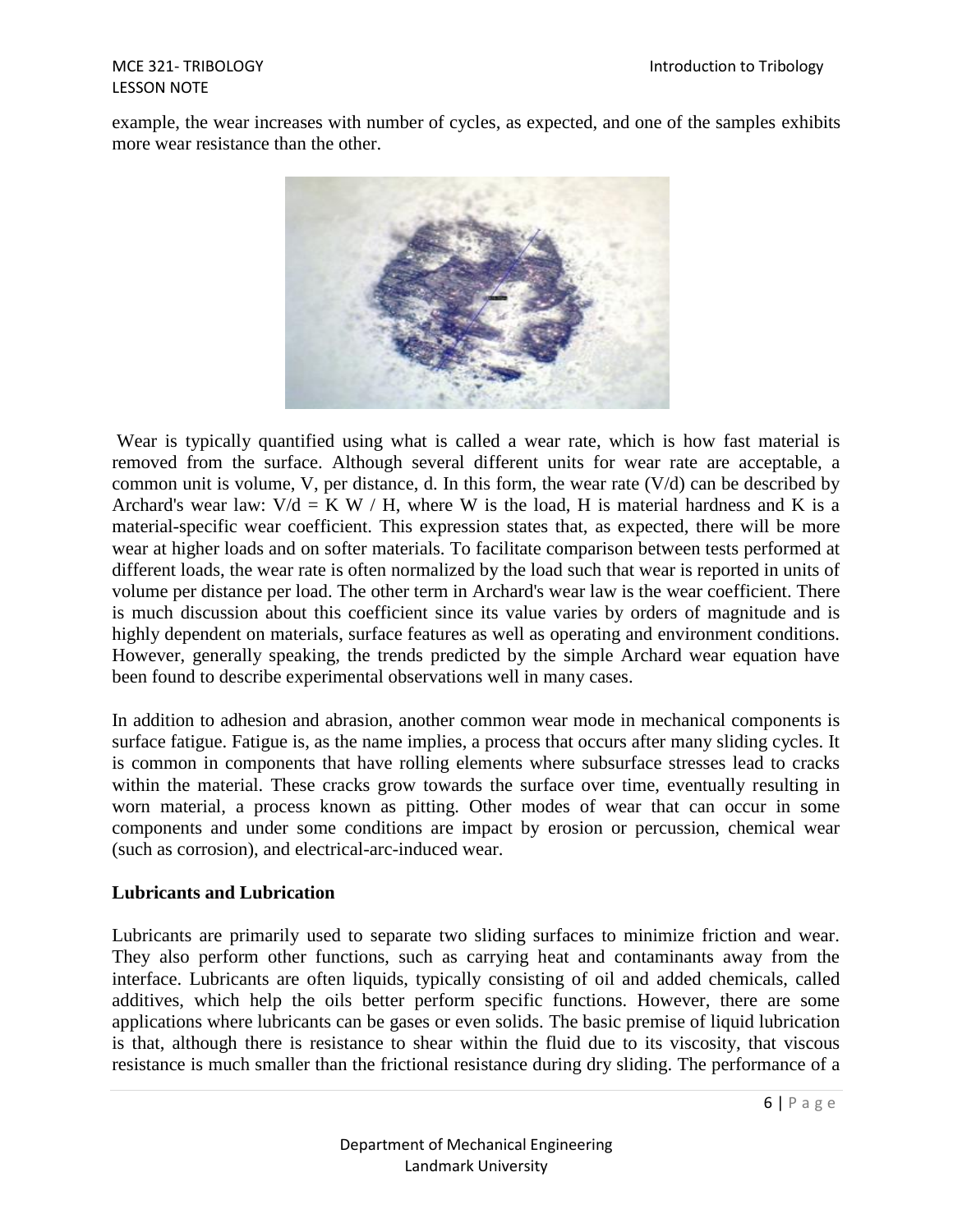example, the wear increases with number of cycles, as expected, and one of the samples exhibits more wear resistance than the other.

Wear is typically quantified using what is called a wear rate, which is how fast material is removed from the surface. Although several different units for wear rate are acceptable, a common unit is volume, V, per distance, d. In this form, the wear rate (V/d) can be described by Archard's wear law: $V/d = K W / H$, where W is the load, H is material hardness and K is a material-specific wear coefficient. This expression states that, as expected, there will be more wear at higher loads and on softer materials. To facilitate comparison between tests performed at different loads, the wear rate is often normalized by the load such that wear is reported in units of volume per distance per load. The other term in Archard's wear law is the wear coefficient. There is much discussion about this coefficient since its value varies by orders of magnitude and is highly dependent on materials, surface features as well as operating and environment conditions. However, generally speaking, the trends predicted by the simple Archard wear equation have been found to describe experimental observations well in many cases.

In addition to adhesion and abrasion, another common wear mode in mechanical components is surface fatigue. Fatigue is, as the name implies, a process that occurs after many sliding cycles. It is common in components that have rolling elements where subsurface stresses lead to cracks within the material. These cracks grow towards the surface over time, eventually resulting in worn material, a process known as pitting. Other modes of wear that can occur in some components and under some conditions are impact by erosion or percussion, chemical wear (such as corrosion), and electrical-arc-induced wear.

**Lubricants and Lubrication**

Lubricants are primarily used to separate two sliding surfaces to minimize friction and wear. They also perform other functions, such as carrying heat and contaminants away from the interface. Lubricants are often liquids, typically consisting of oil and added chemicals, called additives, which help the oils better perform specific functions. However, there are some applications where lubricants can be gases or even solids. The basic premise of liquid lubrication is that, although there is resistance to shear within the fluid due to its viscosity, that viscous resistance is much smaller than the frictional resistance during dry sliding. The performance of a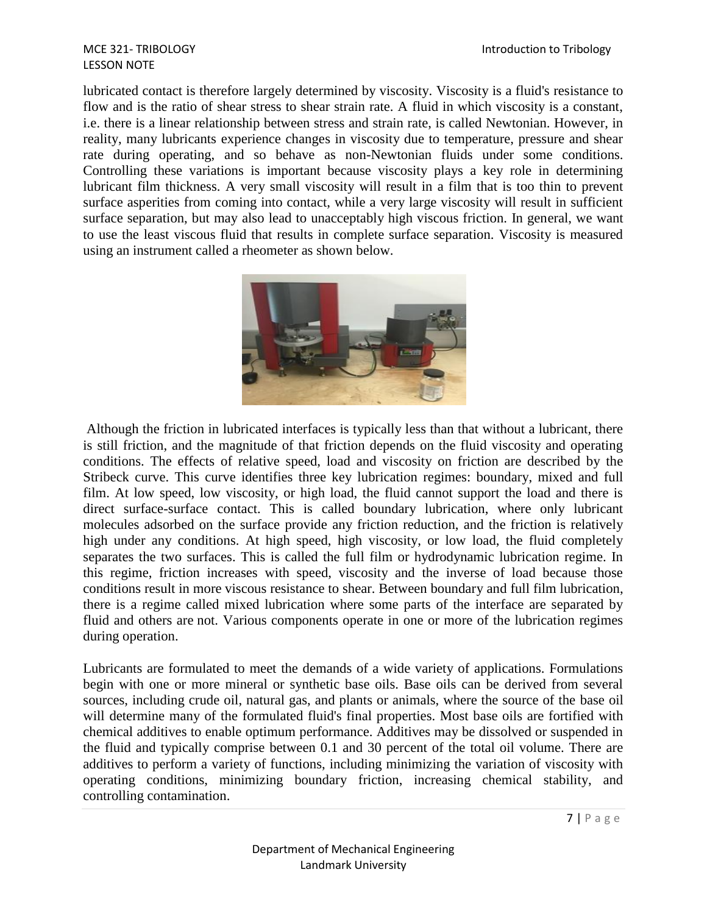lubricated contact is therefore largely determined by viscosity. Viscosity is a fluid's resistance to flow and is the ratio of shear stress to shear strain rate. A fluid in which viscosity is a constant, i.e. there is a linear relationship between stress and strain rate, is called Newtonian. However, in reality, many lubricants experience changes in viscosity due to temperature, pressure and shear rate during operating, and so behave as non-Newtonian fluids under some conditions. Controlling these variations is important because viscosity plays a key role in determining lubricant film thickness. A very small viscosity will result in a film that is too thin to prevent surface asperities from coming into contact, while a very large viscosity will result in sufficient surface separation, but may also lead to unacceptably high viscous friction. In general, we want to use the least viscous fluid that results in complete surface separation. Viscosity is measured using an instrument called a rheometer as shown below.

Although the friction in lubricated interfaces is typically less than that without a lubricant, there is still friction, and the magnitude of that friction depends on the fluid viscosity and operating conditions. The effects of relative speed, load and viscosity on friction are described by the Stribeck curve. This curve identifies three key lubrication regimes: boundary, mixed and full film. At low speed, low viscosity, or high load, the fluid cannot support the load and there is direct surface-surface contact. This is called boundary lubrication, where only lubricant molecules adsorbed on the surface provide any friction reduction, and the friction is relatively high under any conditions. At high speed, high viscosity, or low load, the fluid completely separates the two surfaces. This is called the full film or hydrodynamic lubrication regime. In this regime, friction increases with speed, viscosity and the inverse of load because those conditions result in more viscous resistance to shear. Between boundary and full film lubrication, there is a regime called mixed lubrication where some parts of the interface are separated by fluid and others are not. Various components operate in one or more of the lubrication regimes during operation.

Lubricants are formulated to meet the demands of a wide variety of applications. Formulations begin with one or more mineral or synthetic base oils. Base oils can be derived from several sources, including crude oil, natural gas, and plants or animals, where the source of the base oil will determine many of the formulated fluid's final properties. Most base oils are fortified with chemical additives to enable optimum performance. Additives may be dissolved or suspended in the fluid and typically comprise between 0.1 and 30 percent of the total oil volume. There are additives to perform a variety of functions, including minimizing the variation of viscosity with operating conditions, minimizing boundary friction, increasing chemical stability, and controlling contamination.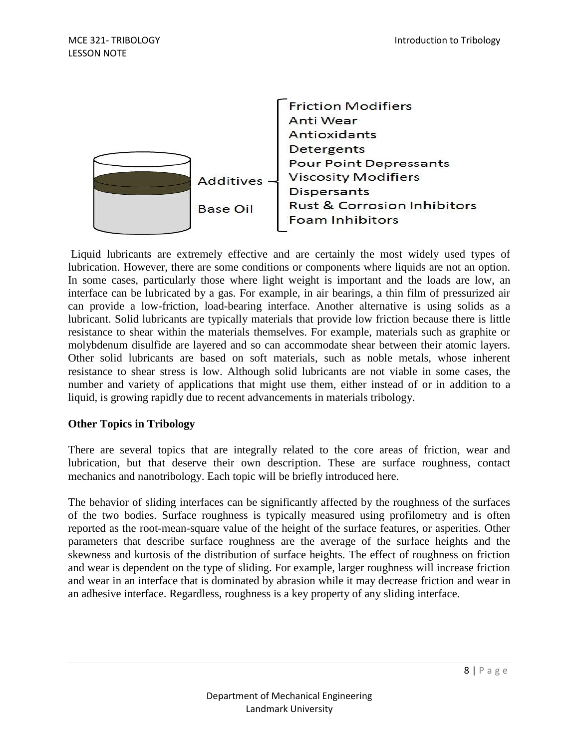Additives — Friction Modifiers, Anti Wear, Antioxidants, Detergents, Pour Point Depressants, Viscosity Modifiers, Dispersants, Rust & Corrosion Inhibitors, Foam Inhibitors

Base Oil

Liquid lubricants are extremely effective and are certainly the most widely used types of lubrication. However, there are some conditions or components where liquids are not an option. In some cases, particularly those where light weight is important and the loads are low, an interface can be lubricated by a gas. For example, in air bearings, a thin film of pressurized air can provide a low-friction, load-bearing interface. Another alternative is using solids as a lubricant. Solid lubricants are typically materials that provide low friction because there is little resistance to shear within the materials themselves. For example, materials such as graphite or molybdenum disulfide are layered and so can accommodate shear between their atomic layers. Other solid lubricants are based on soft materials, such as noble metals, whose inherent resistance to shear stress is low. Although solid lubricants are not viable in some cases, the number and variety of applications that might use them, either instead of or in addition to a liquid, is growing rapidly due to recent advancements in materials tribology.

## Other Topics in Tribology

There are several topics that are integrally related to the core areas of friction, wear and lubrication, but that deserve their own description. These are surface roughness, contact mechanics and nanotribology. Each topic will be briefly introduced here.

The behavior of sliding interfaces can be significantly affected by the roughness of the surfaces of the two bodies. Surface roughness is typically measured using profilometry and is often reported as the root-mean-square value of the height of the surface features, or asperities. Other parameters that describe surface roughness are the average of the surface heights and the skewness and kurtosis of the distribution of surface heights. The effect of roughness on friction and wear is dependent on the type of sliding. For example, larger roughness will increase friction and wear in an interface that is dominated by abrasion while it may decrease friction and wear in an adhesive interface. Regardless, roughness is a key property of any sliding interface.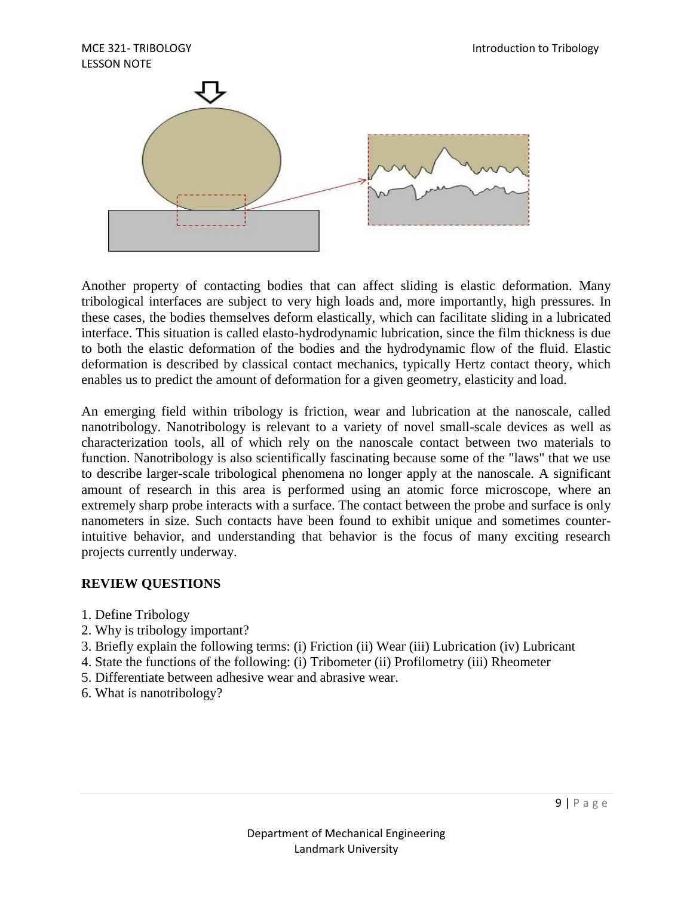Another property of contacting bodies that can affect sliding is elastic deformation. Many tribological interfaces are subject to very high loads and, more importantly, high pressures. In these cases, the bodies themselves deform elastically, which can facilitate sliding in a lubricated interface. This situation is called elasto-hydrodynamic lubrication, since the film thickness is due to both the elastic deformation of the bodies and the hydrodynamic flow of the fluid. Elastic deformation is described by classical contact mechanics, typically Hertz contact theory, which enables us to predict the amount of deformation for a given geometry, elasticity and load.

An emerging field within tribology is friction, wear and lubrication at the nanoscale, called nanotribology. Nanotribology is relevant to a variety of novel small-scale devices as well as characterization tools, all of which rely on the nanoscale contact between two materials to function. Nanotribology is also scientifically fascinating because some of the "laws" that we use to describe larger-scale tribological phenomena no longer apply at the nanoscale. A significant amount of research in this area is performed using an atomic force microscope, where an extremely sharp probe interacts with a surface. The contact between the probe and surface is only nanometers in size. Such contacts have been found to exhibit unique and sometimes counter-intuitive behavior, and understanding that behavior is the focus of many exciting research projects currently underway.

## REVIEW QUESTIONS

1. Define Tribology
2. Why is tribology important?
3. Briefly explain the following terms: (i) Friction (ii) Wear (iii) Lubrication (iv) Lubricant
4. State the functions of the following: (i) Tribometer (ii) Profilometry (iii) Rheometer
5. Differentiate between adhesive wear and abrasive wear.
6. What is nanotribology?